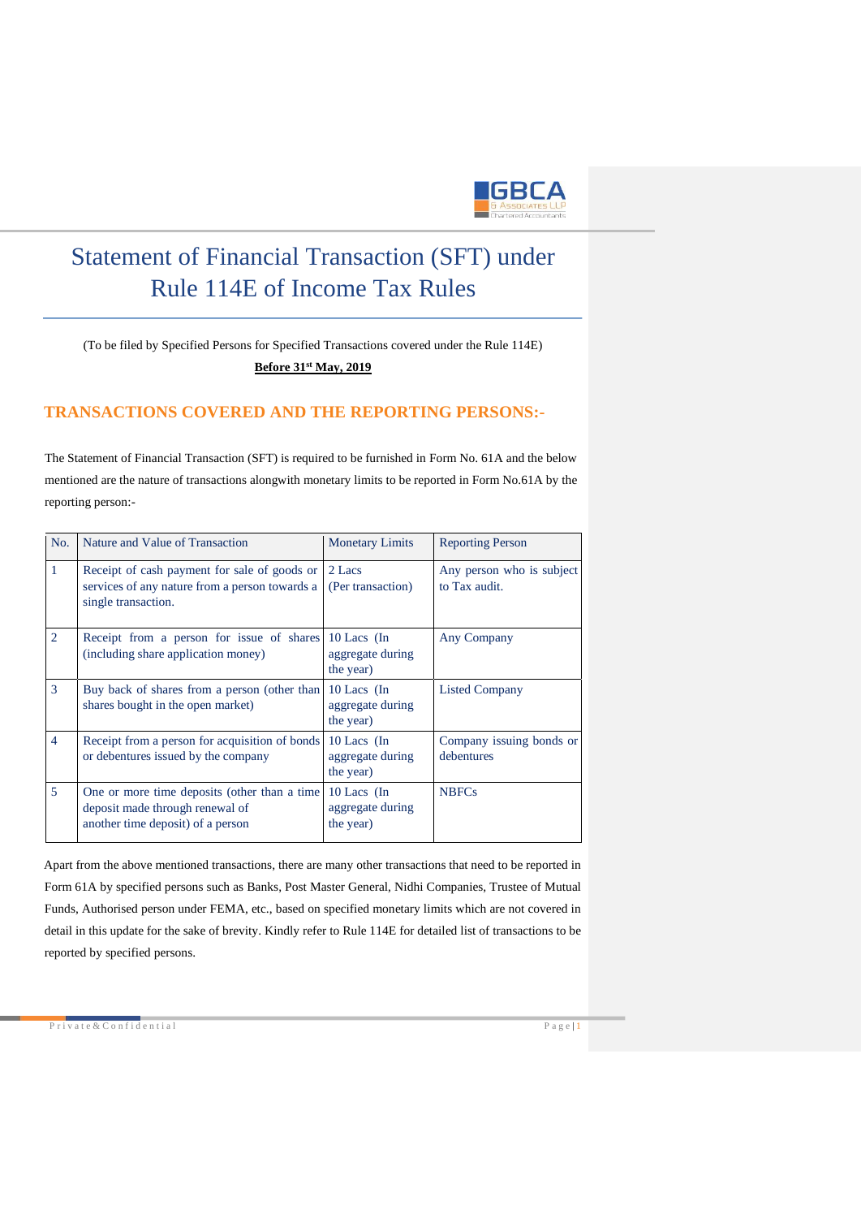# Statement of Financial Transaction (SFT) under Rule 114E of Income Tax Rules

(To be filed by Specified Persons for Specified Transactions covered under the Rule 114E)

**Before 31st May, 2019**

## TRANSACTIONS COVERED AND THE REPORTING PERSONS:-

The Statement of Financial Transaction (SFT) is required to be furnished in Form No. 61A and the below mentioned are the nature of transactions alongwith monetary limits to be reported in Form No.61A by the reporting person:-

| No. | Nature and Value of Transaction | Monetary Limits | Reporting Person |
|---|---|---|---|
| 1 | Receipt of cash payment for sale of goods or services of any nature from a person towards a single transaction. | 2 Lacs (Per transaction) | Any person who is subject to Tax audit. |
| 2 | Receipt from a person for issue of shares (including share application money) | 10 Lacs (In aggregate during the year) | Any Company |
| 3 | Buy back of shares from a person (other than shares bought in the open market) | 10 Lacs (In aggregate during the year) | Listed Company |
| 4 | Receipt from a person for acquisition of bonds or debentures issued by the company | 10 Lacs (In aggregate during the year) | Company issuing bonds or debentures |
| 5 | One or more time deposits (other than a time deposit made through renewal of another time deposit) of a person | 10 Lacs (In aggregate during the year) | NBFCs |

Apart from the above mentioned transactions, there are many other transactions that need to be reported in Form 61A by specified persons such as Banks, Post Master General, Nidhi Companies, Trustee of Mutual Funds, Authorised person under FEMA, etc., based on specified monetary limits which are not covered in detail in this update for the sake of brevity. Kindly refer to Rule 114E for detailed list of transactions to be reported by specified persons.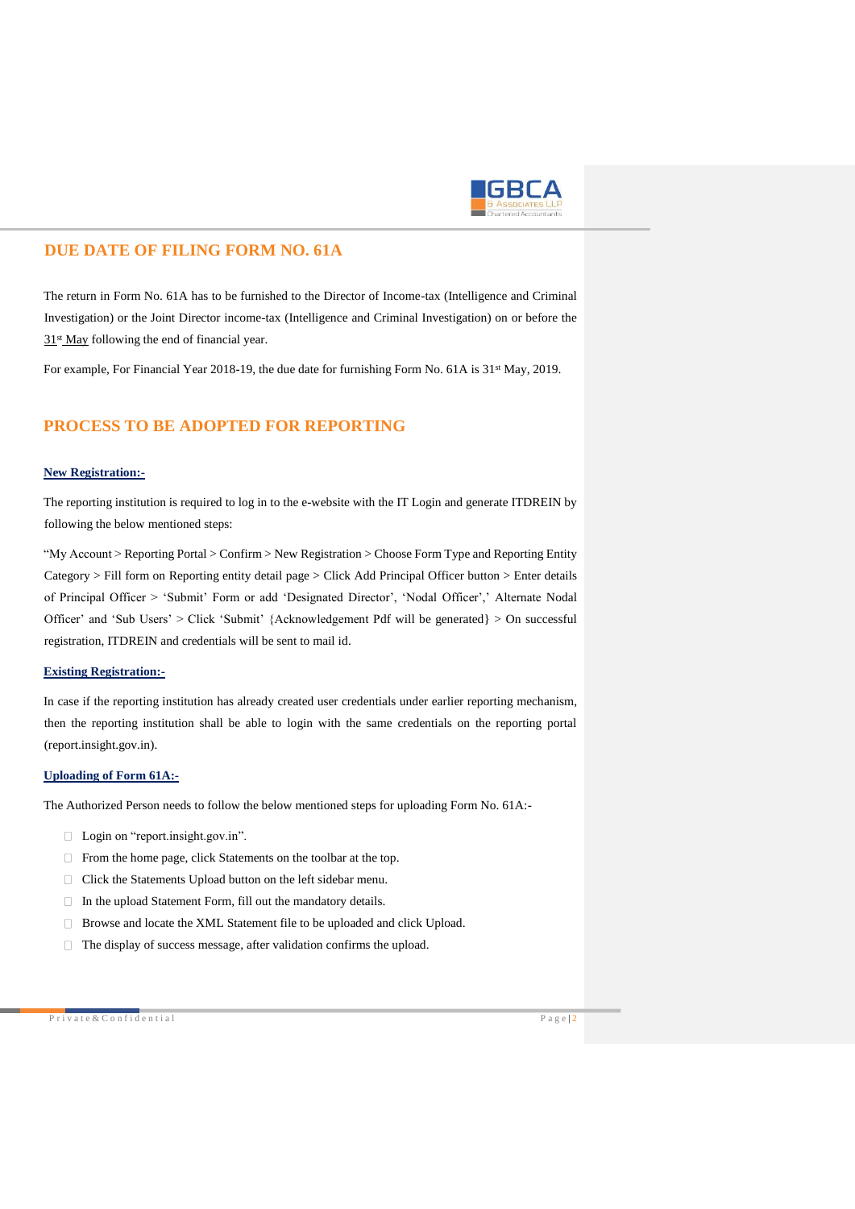## DUE DATE OF FILING FORM NO. 61A

The return in Form No. 61A has to be furnished to the Director of Income-tax (Intelligence and Criminal Investigation) or the Joint Director income-tax (Intelligence and Criminal Investigation) on or before the 31st May following the end of financial year.

For example, For Financial Year 2018-19, the due date for furnishing Form No. 61A is 31st May, 2019.

## PROCESS TO BE ADOPTED FOR REPORTING

**New Registration:-**

The reporting institution is required to log in to the e-website with the IT Login and generate ITDREIN by following the below mentioned steps:

"My Account > Reporting Portal > Confirm > New Registration > Choose Form Type and Reporting Entity Category > Fill form on Reporting entity detail page > Click Add Principal Officer button > Enter details of Principal Officer > 'Submit' Form or add 'Designated Director', 'Nodal Officer',' Alternate Nodal Officer' and 'Sub Users' > Click 'Submit' {Acknowledgement Pdf will be generated} > On successful registration, ITDREIN and credentials will be sent to mail id.

**Existing Registration:-**

In case if the reporting institution has already created user credentials under earlier reporting mechanism, then the reporting institution shall be able to login with the same credentials on the reporting portal (report.insight.gov.in).

**Uploading of Form 61A:-**

The Authorized Person needs to follow the below mentioned steps for uploading Form No. 61A:-

- Login on "report.insight.gov.in".
- From the home page, click Statements on the toolbar at the top.
- Click the Statements Upload button on the left sidebar menu.
- In the upload Statement Form, fill out the mandatory details.
- Browse and locate the XML Statement file to be uploaded and click Upload.
- The display of success message, after validation confirms the upload.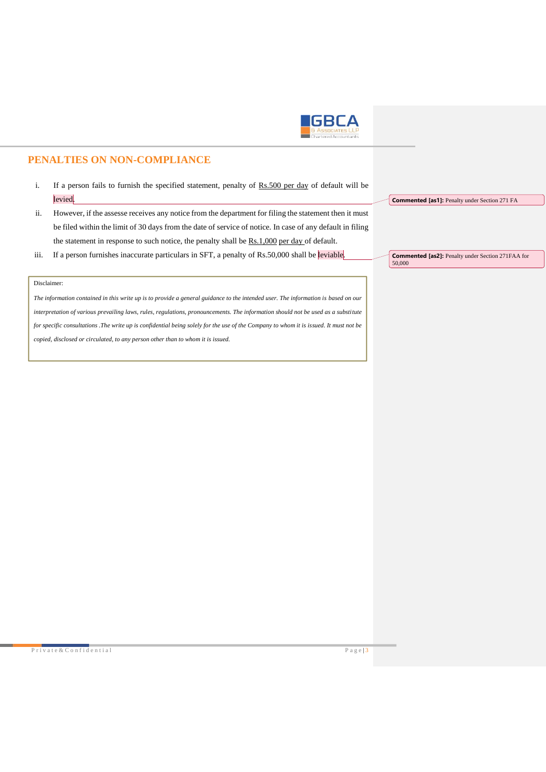## PENALTIES ON NON-COMPLIANCE

i. If a person fails to furnish the specified statement, penalty of Rs.500 per day of default will be levied.

ii. However, if the assesse receives any notice from the department for filing the statement then it must be filed within the limit of 30 days from the date of service of notice. In case of any default in filing the statement in response to such notice, the penalty shall be Rs.1,000 per day of default.

iii. If a person furnishes inaccurate particulars in SFT, a penalty of Rs.50,000 shall be leviable.

**Commented [as1]:** Penalty under Section 271 FA

**Commented [as2]:** Penalty under Section 271FAA for 50,000

Disclaimer:

*The information contained in this write up is to provide a general guidance to the intended user. The information is based on our interpretation of various prevailing laws, rules, regulations, pronouncements. The information should not be used as a substitute for specific consultations .The write up is confidential being solely for the use of the Company to whom it is issued. It must not be copied, disclosed or circulated, to any person other than to whom it is issued.*